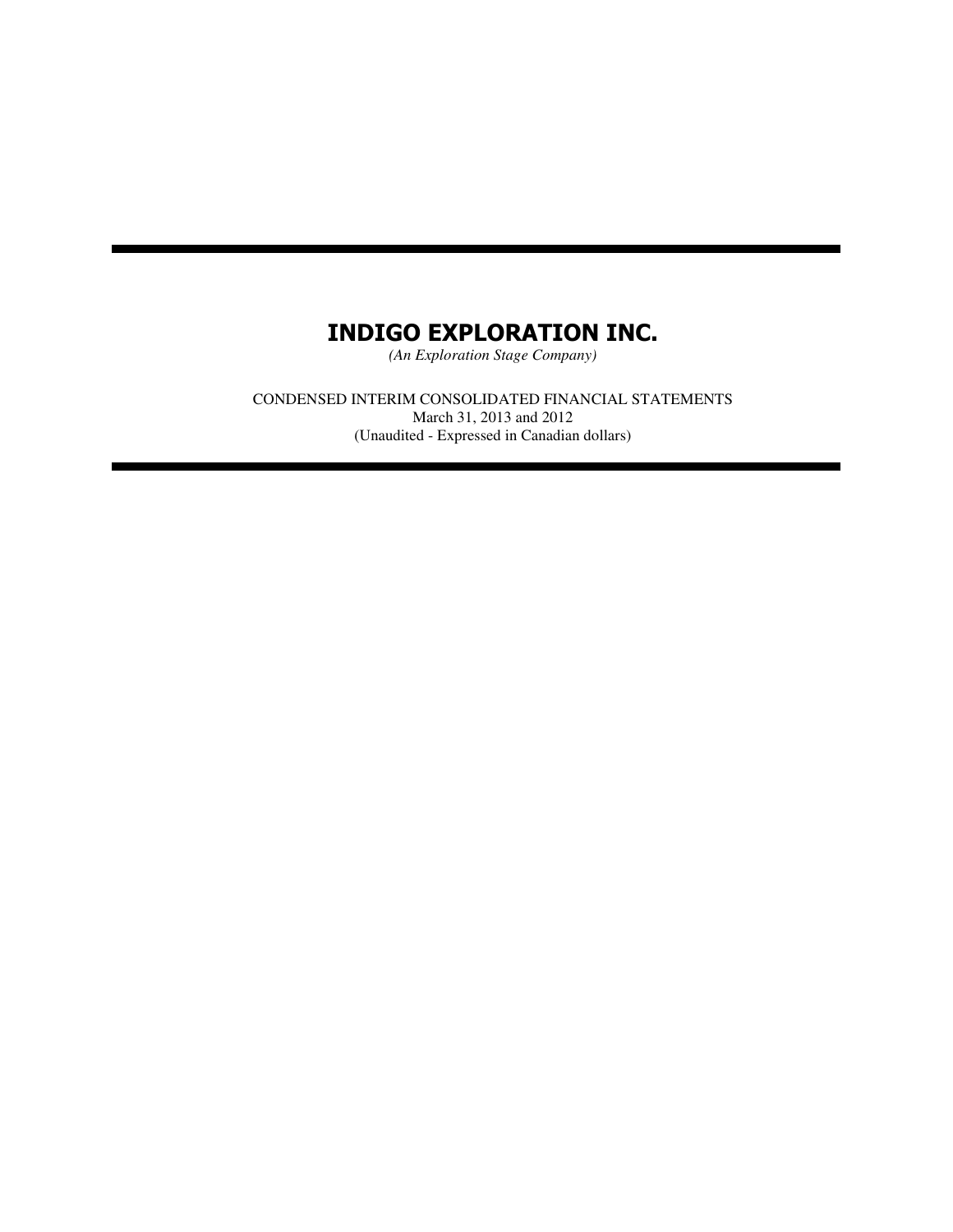# INDIGO EXPLORATION INC.

*(An Exploration Stage Company)*

CONDENSED INTERIM CONSOLIDATED FINANCIAL STATEMENTS
March 31, 2013 and 2012
(Unaudited - Expressed in Canadian dollars)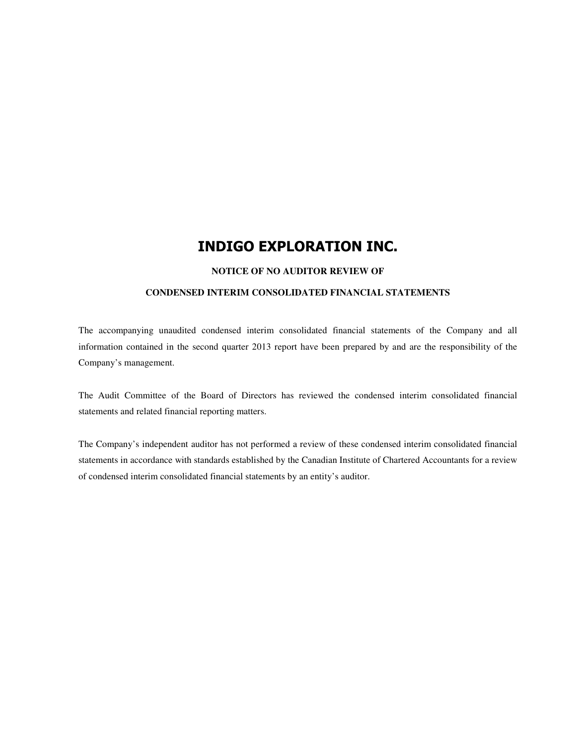# INDIGO EXPLORATION INC.

## NOTICE OF NO AUDITOR REVIEW OF

## CONDENSED INTERIM CONSOLIDATED FINANCIAL STATEMENTS

The accompanying unaudited condensed interim consolidated financial statements of the Company and all information contained in the second quarter 2013 report have been prepared by and are the responsibility of the Company's management.

The Audit Committee of the Board of Directors has reviewed the condensed interim consolidated financial statements and related financial reporting matters.

The Company's independent auditor has not performed a review of these condensed interim consolidated financial statements in accordance with standards established by the Canadian Institute of Chartered Accountants for a review of condensed interim consolidated financial statements by an entity's auditor.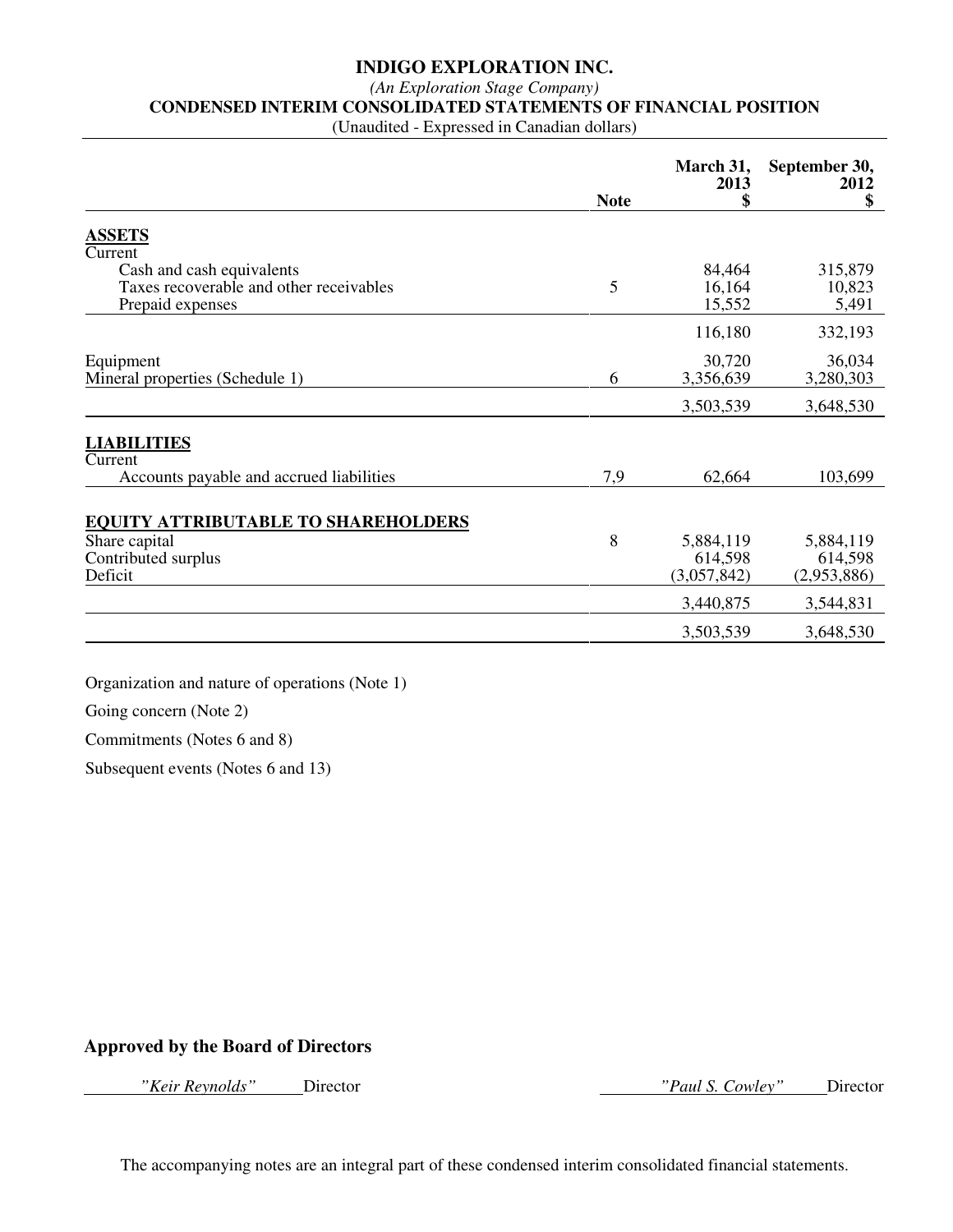# INDIGO EXPLORATION INC.

*(An Exploration Stage Company)*

## CONDENSED INTERIM CONSOLIDATED STATEMENTS OF FINANCIAL POSITION

(Unaudited - Expressed in Canadian dollars)

| | Note | March 31, 2013 $ | September 30, 2012 $ |
|---|---|---|---|
| **ASSETS** | | | |
| Current | | | |
| Cash and cash equivalents | | 84,464 | 315,879 |
| Taxes recoverable and other receivables | 5 | 16,164 | 10,823 |
| Prepaid expenses | | 15,552 | 5,491 |
| | | 116,180 | 332,193 |
| Equipment | | 30,720 | 36,034 |
| Mineral properties (Schedule 1) | 6 | 3,356,639 | 3,280,303 |
| | | 3,503,539 | 3,648,530 |
| **LIABILITIES** | | | |
| Current | | | |
| Accounts payable and accrued liabilities | 7,9 | 62,664 | 103,699 |
| **EQUITY ATTRIBUTABLE TO SHAREHOLDERS** | | | |
| Share capital | 8 | 5,884,119 | 5,884,119 |
| Contributed surplus | | 614,598 | 614,598 |
| Deficit | | (3,057,842) | (2,953,886) |
| | | 3,440,875 | 3,544,831 |
| | | 3,503,539 | 3,648,530 |

Organization and nature of operations (Note 1)

Going concern (Note 2)

Commitments (Notes 6 and 8)

Subsequent events (Notes 6 and 13)

**Approved by the Board of Directors**

*"Keir Reynolds"* Director

*"Paul S. Cowley"* Director

The accompanying notes are an integral part of these condensed interim consolidated financial statements.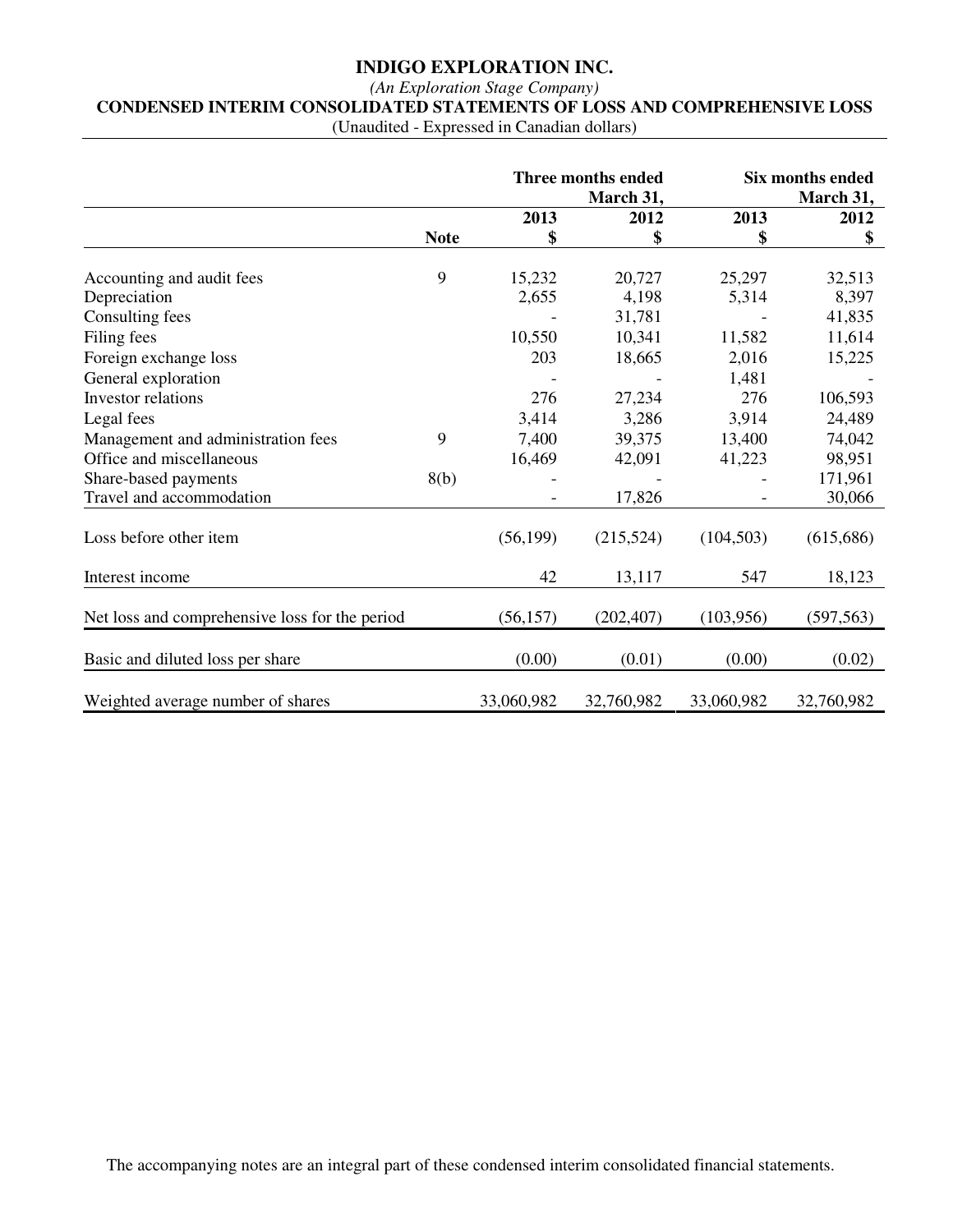# INDIGO EXPLORATION INC.

*(An Exploration Stage Company)*

**CONDENSED INTERIM CONSOLIDATED STATEMENTS OF LOSS AND COMPREHENSIVE LOSS**

(Unaudited - Expressed in Canadian dollars)

| | | Three months ended March 31, | | Six months ended March 31, | |
|---|---|---|---|---|---|
| | | 2013 | 2012 | 2013 | 2012 |
| | Note | $ | $ | $ | $ |
| Accounting and audit fees | 9 | 15,232 | 20,727 | 25,297 | 32,513 |
| Depreciation | | 2,655 | 4,198 | 5,314 | 8,397 |
| Consulting fees | | - | 31,781 | - | 41,835 |
| Filing fees | | 10,550 | 10,341 | 11,582 | 11,614 |
| Foreign exchange loss | | 203 | 18,665 | 2,016 | 15,225 |
| General exploration | | - | - | 1,481 | - |
| Investor relations | | 276 | 27,234 | 276 | 106,593 |
| Legal fees | | 3,414 | 3,286 | 3,914 | 24,489 |
| Management and administration fees | 9 | 7,400 | 39,375 | 13,400 | 74,042 |
| Office and miscellaneous | | 16,469 | 42,091 | 41,223 | 98,951 |
| Share-based payments | 8(b) | - | - | - | 171,961 |
| Travel and accommodation | | - | 17,826 | - | 30,066 |
| Loss before other item | | (56,199) | (215,524) | (104,503) | (615,686) |
| Interest income | | 42 | 13,117 | 547 | 18,123 |
| Net loss and comprehensive loss for the period | | (56,157) | (202,407) | (103,956) | (597,563) |
| Basic and diluted loss per share | | (0.00) | (0.01) | (0.00) | (0.02) |
| Weighted average number of shares | | 33,060,982 | 32,760,982 | 33,060,982 | 32,760,982 |

The accompanying notes are an integral part of these condensed interim consolidated financial statements.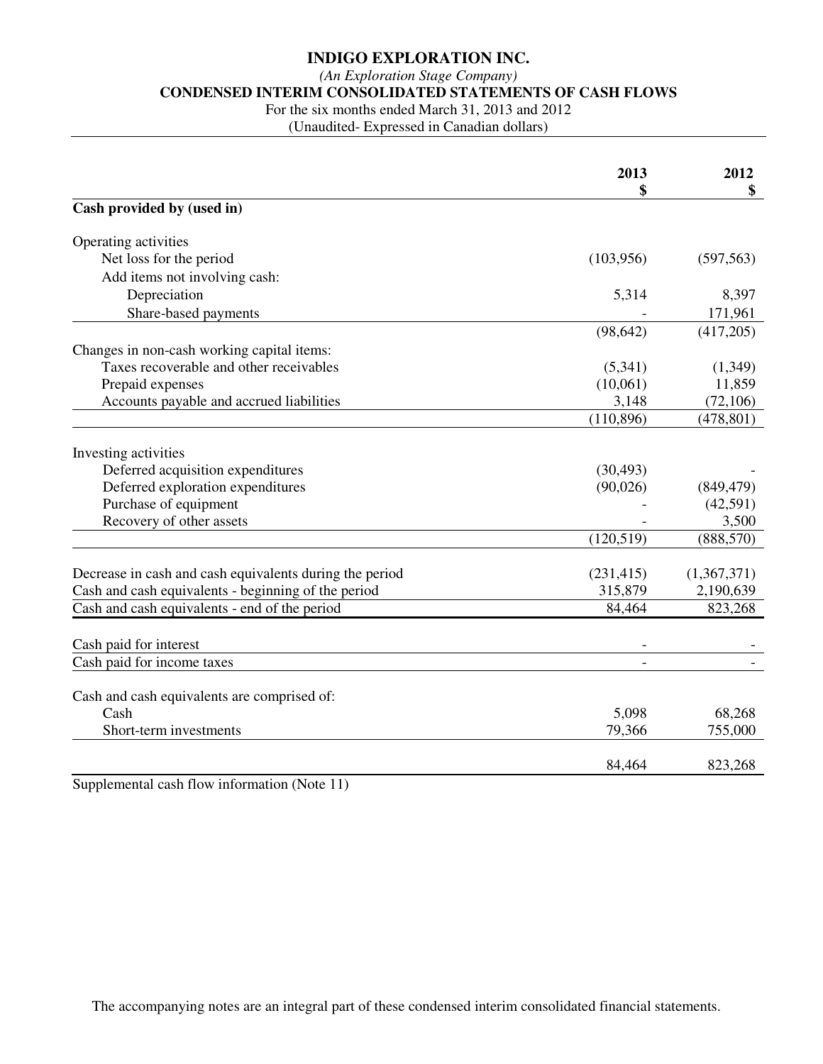# INDIGO EXPLORATION INC.

*(An Exploration Stage Company)*

**CONDENSED INTERIM CONSOLIDATED STATEMENTS OF CASH FLOWS**

For the six months ended March 31, 2013 and 2012

(Unaudited- Expressed in Canadian dollars)

| | 2013<br>$ | 2012<br>$ |
|---|---|---|
| **Cash provided by (used in)** | | |
| Operating activities | | |
| Net loss for the period | (103,956) | (597,563) |
| Add items not involving cash: | | |
| Depreciation | 5,314 | 8,397 |
| Share-based payments | - | 171,961 |
| | (98,642) | (417,205) |
| Changes in non-cash working capital items: | | |
| Taxes recoverable and other receivables | (5,341) | (1,349) |
| Prepaid expenses | (10,061) | 11,859 |
| Accounts payable and accrued liabilities | 3,148 | (72,106) |
| | (110,896) | (478,801) |
| Investing activities | | |
| Deferred acquisition expenditures | (30,493) | - |
| Deferred exploration expenditures | (90,026) | (849,479) |
| Purchase of equipment | - | (42,591) |
| Recovery of other assets | - | 3,500 |
| | (120,519) | (888,570) |
| Decrease in cash and cash equivalents during the period | (231,415) | (1,367,371) |
| Cash and cash equivalents - beginning of the period | 315,879 | 2,190,639 |
| Cash and cash equivalents - end of the period | 84,464 | 823,268 |
| Cash paid for interest | - | - |
| Cash paid for income taxes | - | - |
| Cash and cash equivalents are comprised of: | | |
| Cash | 5,098 | 68,268 |
| Short-term investments | 79,366 | 755,000 |
| | 84,464 | 823,268 |

Supplemental cash flow information (Note 11)

The accompanying notes are an integral part of these condensed interim consolidated financial statements.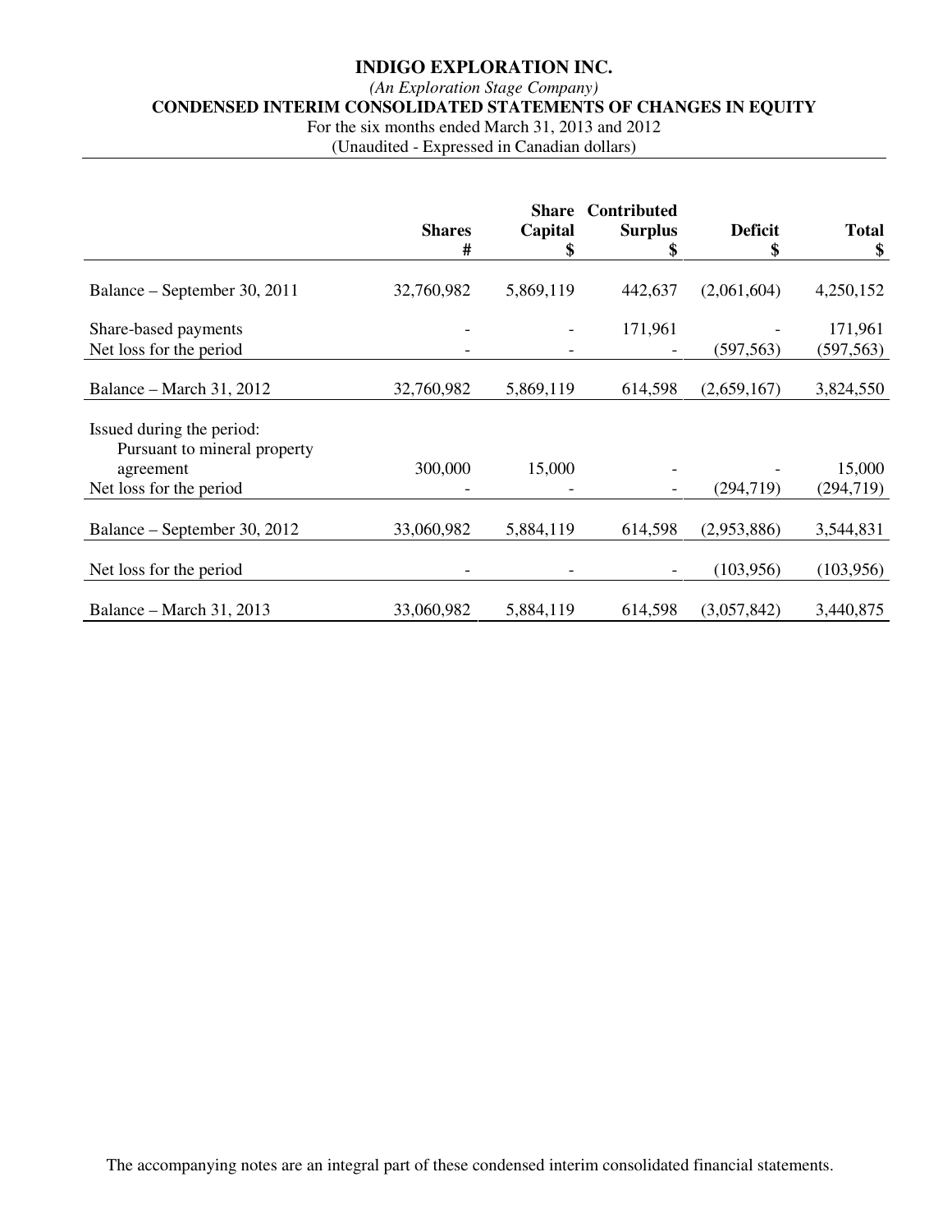# INDIGO EXPLORATION INC.

*(An Exploration Stage Company)*

**CONDENSED INTERIM CONSOLIDATED STATEMENTS OF CHANGES IN EQUITY**

For the six months ended March 31, 2013 and 2012

(Unaudited - Expressed in Canadian dollars)

| | Shares # | Share Capital $ | Contributed Surplus $ | Deficit $ | Total $ |
|---|---|---|---|---|---|
| Balance – September 30, 2011 | 32,760,982 | 5,869,119 | 442,637 | (2,061,604) | 4,250,152 |
| Share-based payments | - | - | 171,961 | - | 171,961 |
| Net loss for the period | - | - | - | (597,563) | (597,563) |
| Balance – March 31, 2012 | 32,760,982 | 5,869,119 | 614,598 | (2,659,167) | 3,824,550 |
| Issued during the period: | | | | | |
| Pursuant to mineral property agreement | 300,000 | 15,000 | - | - | 15,000 |
| Net loss for the period | - | - | - | (294,719) | (294,719) |
| Balance – September 30, 2012 | 33,060,982 | 5,884,119 | 614,598 | (2,953,886) | 3,544,831 |
| Net loss for the period | - | - | - | (103,956) | (103,956) |
| Balance – March 31, 2013 | 33,060,982 | 5,884,119 | 614,598 | (3,057,842) | 3,440,875 |

The accompanying notes are an integral part of these condensed interim consolidated financial statements.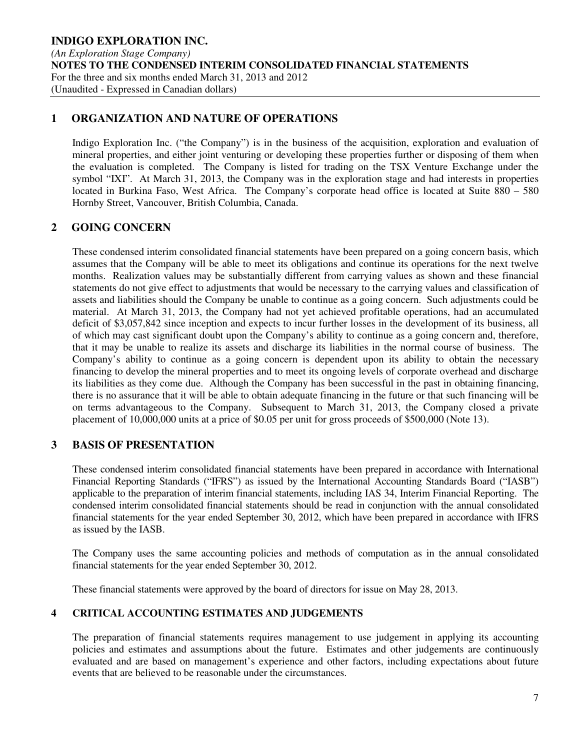## 1 ORGANIZATION AND NATURE OF OPERATIONS

Indigo Exploration Inc. ("the Company") is in the business of the acquisition, exploration and evaluation of mineral properties, and either joint venturing or developing these properties further or disposing of them when the evaluation is completed. The Company is listed for trading on the TSX Venture Exchange under the symbol "IXI". At March 31, 2013, the Company was in the exploration stage and had interests in properties located in Burkina Faso, West Africa. The Company's corporate head office is located at Suite 880 – 580 Hornby Street, Vancouver, British Columbia, Canada.

## 2 GOING CONCERN

These condensed interim consolidated financial statements have been prepared on a going concern basis, which assumes that the Company will be able to meet its obligations and continue its operations for the next twelve months. Realization values may be substantially different from carrying values as shown and these financial statements do not give effect to adjustments that would be necessary to the carrying values and classification of assets and liabilities should the Company be unable to continue as a going concern. Such adjustments could be material. At March 31, 2013, the Company had not yet achieved profitable operations, had an accumulated deficit of $3,057,842 since inception and expects to incur further losses in the development of its business, all of which may cast significant doubt upon the Company's ability to continue as a going concern and, therefore, that it may be unable to realize its assets and discharge its liabilities in the normal course of business. The Company's ability to continue as a going concern is dependent upon its ability to obtain the necessary financing to develop the mineral properties and to meet its ongoing levels of corporate overhead and discharge its liabilities as they come due. Although the Company has been successful in the past in obtaining financing, there is no assurance that it will be able to obtain adequate financing in the future or that such financing will be on terms advantageous to the Company. Subsequent to March 31, 2013, the Company closed a private placement of 10,000,000 units at a price of $0.05 per unit for gross proceeds of $500,000 (Note 13).

## 3 BASIS OF PRESENTATION

These condensed interim consolidated financial statements have been prepared in accordance with International Financial Reporting Standards ("IFRS") as issued by the International Accounting Standards Board ("IASB") applicable to the preparation of interim financial statements, including IAS 34, Interim Financial Reporting. The condensed interim consolidated financial statements should be read in conjunction with the annual consolidated financial statements for the year ended September 30, 2012, which have been prepared in accordance with IFRS as issued by the IASB.

The Company uses the same accounting policies and methods of computation as in the annual consolidated financial statements for the year ended September 30, 2012.

These financial statements were approved by the board of directors for issue on May 28, 2013.

## 4 CRITICAL ACCOUNTING ESTIMATES AND JUDGEMENTS

The preparation of financial statements requires management to use judgement in applying its accounting policies and estimates and assumptions about the future. Estimates and other judgements are continuously evaluated and are based on management's experience and other factors, including expectations about future events that are believed to be reasonable under the circumstances.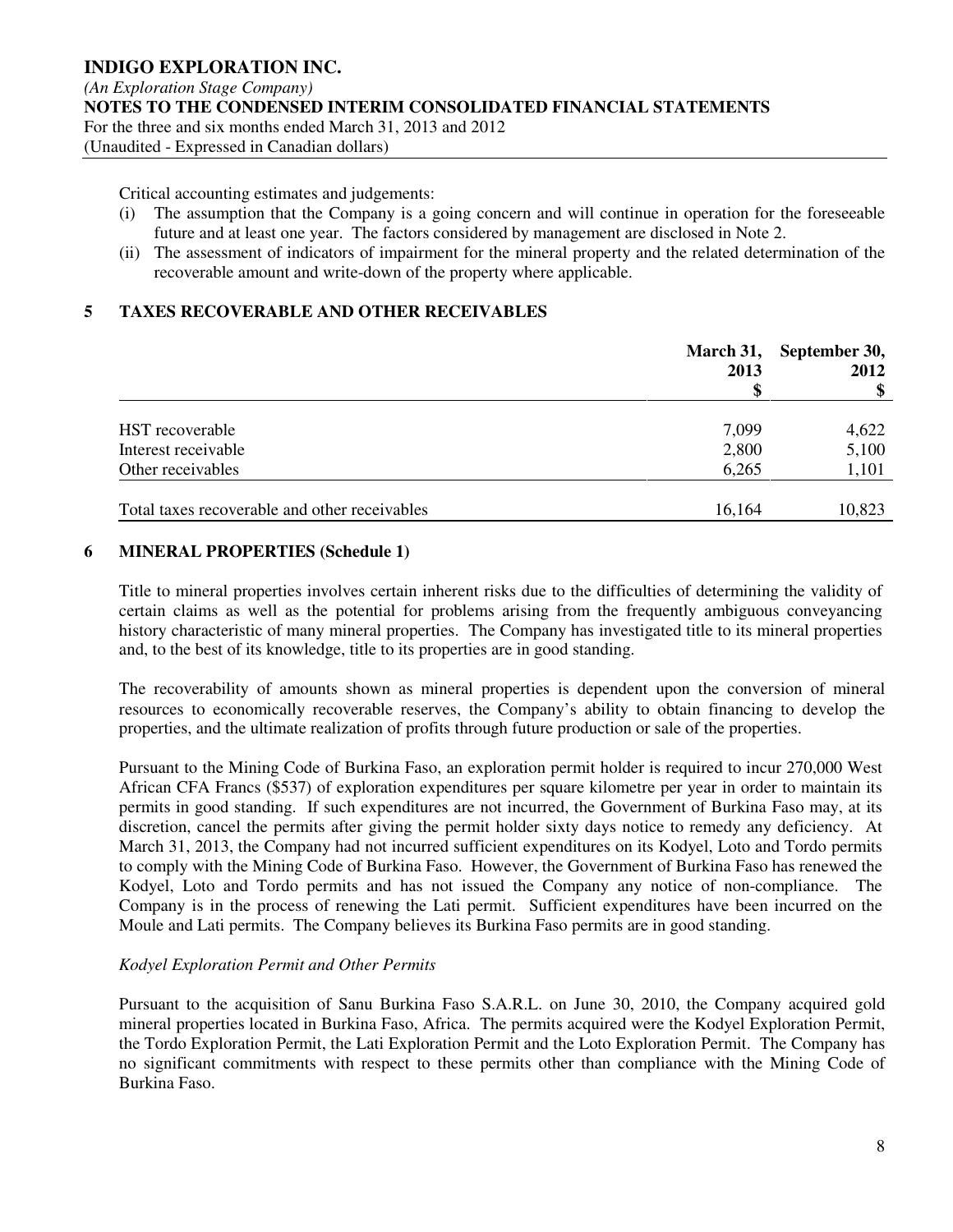Critical accounting estimates and judgements:

(i) The assumption that the Company is a going concern and will continue in operation for the foreseeable future and at least one year. The factors considered by management are disclosed in Note 2.
(ii) The assessment of indicators of impairment for the mineral property and the related determination of the recoverable amount and write-down of the property where applicable.

## 5 TAXES RECOVERABLE AND OTHER RECEIVABLES

| | March 31, 2013 $ | September 30, 2012 $ |
|---|---|---|
| HST recoverable | 7,099 | 4,622 |
| Interest receivable | 2,800 | 5,100 |
| Other receivables | 6,265 | 1,101 |
| Total taxes recoverable and other receivables | 16,164 | 10,823 |

## 6 MINERAL PROPERTIES (Schedule 1)

Title to mineral properties involves certain inherent risks due to the difficulties of determining the validity of certain claims as well as the potential for problems arising from the frequently ambiguous conveyancing history characteristic of many mineral properties. The Company has investigated title to its mineral properties and, to the best of its knowledge, title to its properties are in good standing.

The recoverability of amounts shown as mineral properties is dependent upon the conversion of mineral resources to economically recoverable reserves, the Company's ability to obtain financing to develop the properties, and the ultimate realization of profits through future production or sale of the properties.

Pursuant to the Mining Code of Burkina Faso, an exploration permit holder is required to incur 270,000 West African CFA Francs ($537) of exploration expenditures per square kilometre per year in order to maintain its permits in good standing. If such expenditures are not incurred, the Government of Burkina Faso may, at its discretion, cancel the permits after giving the permit holder sixty days notice to remedy any deficiency. At March 31, 2013, the Company had not incurred sufficient expenditures on its Kodyel, Loto and Tordo permits to comply with the Mining Code of Burkina Faso. However, the Government of Burkina Faso has renewed the Kodyel, Loto and Tordo permits and has not issued the Company any notice of non-compliance. The Company is in the process of renewing the Lati permit. Sufficient expenditures have been incurred on the Moule and Lati permits. The Company believes its Burkina Faso permits are in good standing.

*Kodyel Exploration Permit and Other Permits*

Pursuant to the acquisition of Sanu Burkina Faso S.A.R.L. on June 30, 2010, the Company acquired gold mineral properties located in Burkina Faso, Africa. The permits acquired were the Kodyel Exploration Permit, the Tordo Exploration Permit, the Lati Exploration Permit and the Loto Exploration Permit. The Company has no significant commitments with respect to these permits other than compliance with the Mining Code of Burkina Faso.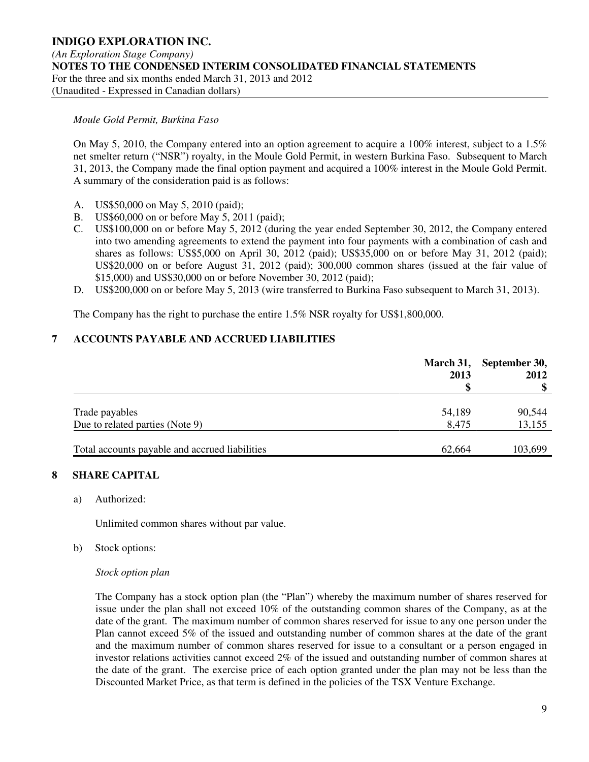*Moule Gold Permit, Burkina Faso*

On May 5, 2010, the Company entered into an option agreement to acquire a 100% interest, subject to a 1.5% net smelter return ("NSR") royalty, in the Moule Gold Permit, in western Burkina Faso. Subsequent to March 31, 2013, the Company made the final option payment and acquired a 100% interest in the Moule Gold Permit. A summary of the consideration paid is as follows:

A. US$50,000 on May 5, 2010 (paid);
B. US$60,000 on or before May 5, 2011 (paid);
C. US$100,000 on or before May 5, 2012 (during the year ended September 30, 2012, the Company entered into two amending agreements to extend the payment into four payments with a combination of cash and shares as follows: US$5,000 on April 30, 2012 (paid); US$35,000 on or before May 31, 2012 (paid); US$20,000 on or before August 31, 2012 (paid); 300,000 common shares (issued at the fair value of $15,000) and US$30,000 on or before November 30, 2012 (paid);
D. US$200,000 on or before May 5, 2013 (wire transferred to Burkina Faso subsequent to March 31, 2013).

The Company has the right to purchase the entire 1.5% NSR royalty for US$1,800,000.

## 7 ACCOUNTS PAYABLE AND ACCRUED LIABILITIES

| | March 31, 2013 $ | September 30, 2012 $ |
|---|---|---|
| Trade payables | 54,189 | 90,544 |
| Due to related parties (Note 9) | 8,475 | 13,155 |
| Total accounts payable and accrued liabilities | 62,664 | 103,699 |

## 8 SHARE CAPITAL

a) Authorized:

Unlimited common shares without par value.

b) Stock options:

*Stock option plan*

The Company has a stock option plan (the "Plan") whereby the maximum number of shares reserved for issue under the plan shall not exceed 10% of the outstanding common shares of the Company, as at the date of the grant. The maximum number of common shares reserved for issue to any one person under the Plan cannot exceed 5% of the issued and outstanding number of common shares at the date of the grant and the maximum number of common shares reserved for issue to a consultant or a person engaged in investor relations activities cannot exceed 2% of the issued and outstanding number of common shares at the date of the grant. The exercise price of each option granted under the plan may not be less than the Discounted Market Price, as that term is defined in the policies of the TSX Venture Exchange.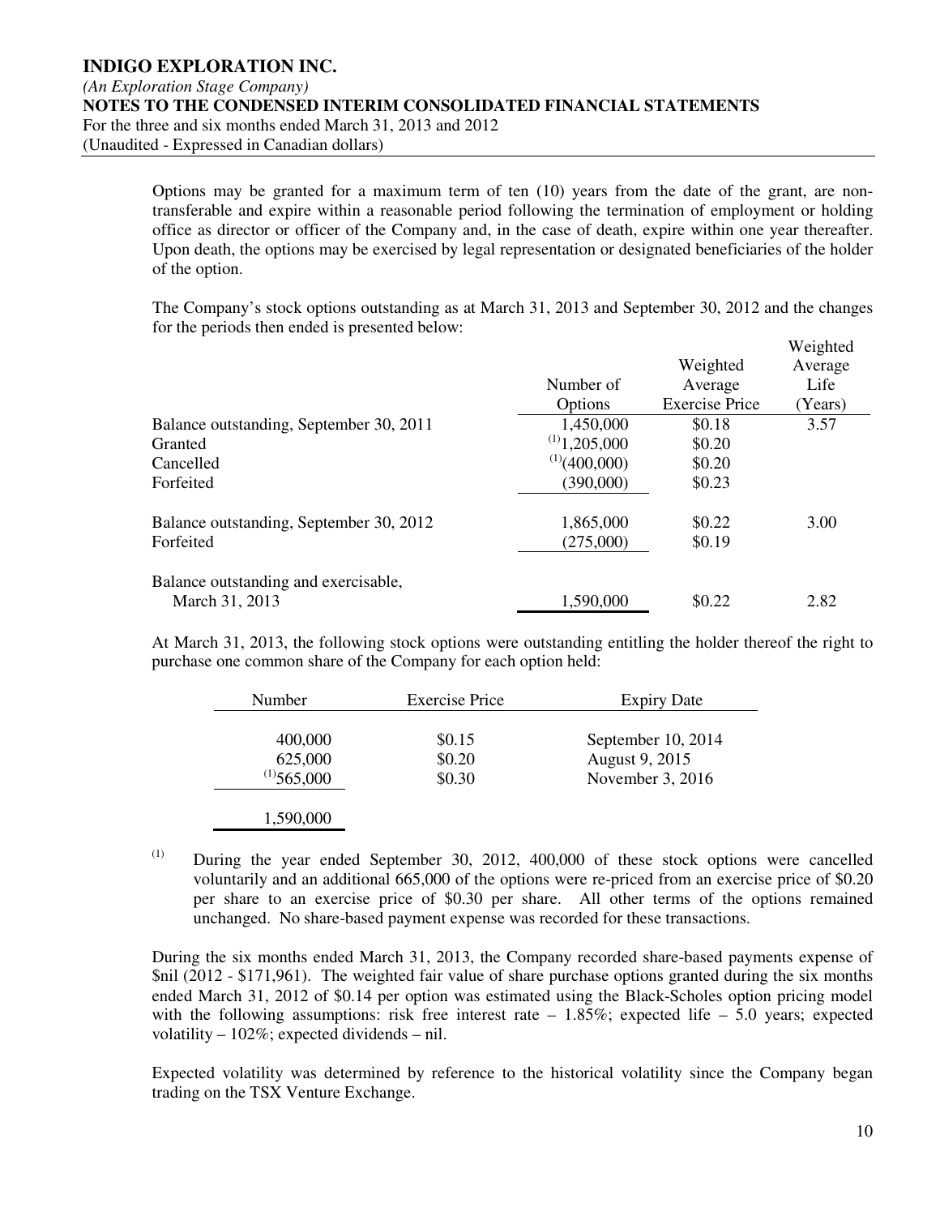Options may be granted for a maximum term of ten (10) years from the date of the grant, are non-transferable and expire within a reasonable period following the termination of employment or holding office as director or officer of the Company and, in the case of death, expire within one year thereafter. Upon death, the options may be exercised by legal representation or designated beneficiaries of the holder of the option.

The Company's stock options outstanding as at March 31, 2013 and September 30, 2012 and the changes for the periods then ended is presented below:

| | Number of Options | Weighted Average Exercise Price | Weighted Average Life (Years) |
|---|---|---|---|
| Balance outstanding, September 30, 2011 | 1,450,000 | $0.18 | 3.57 |
| Granted | [(1)]1,205,000 | $0.20 | |
| Cancelled | [(1)](400,000) | $0.20 | |
| Forfeited | (390,000) | $0.23 | |
| Balance outstanding, September 30, 2012 | 1,865,000 | $0.22 | 3.00 |
| Forfeited | (275,000) | $0.19 | |
| Balance outstanding and exercisable, March 31, 2013 | 1,590,000 | $0.22 | 2.82 |

At March 31, 2013, the following stock options were outstanding entitling the holder thereof the right to purchase one common share of the Company for each option held:

| Number | Exercise Price | Expiry Date |
|---|---|---|
| 400,000 | $0.15 | September 10, 2014 |
| 625,000 | $0.20 | August 9, 2015 |
| [(1)]565,000 | $0.30 | November 3, 2016 |
| 1,590,000 | | |

(1) During the year ended September 30, 2012, 400,000 of these stock options were cancelled voluntarily and an additional 665,000 of the options were re-priced from an exercise price of $0.20 per share to an exercise price of $0.30 per share. All other terms of the options remained unchanged. No share-based payment expense was recorded for these transactions.

During the six months ended March 31, 2013, the Company recorded share-based payments expense of $nil (2012 - $171,961). The weighted fair value of share purchase options granted during the six months ended March 31, 2012 of $0.14 per option was estimated using the Black-Scholes option pricing model with the following assumptions: risk free interest rate – 1.85%; expected life – 5.0 years; expected volatility – 102%; expected dividends – nil.

Expected volatility was determined by reference to the historical volatility since the Company began trading on the TSX Venture Exchange.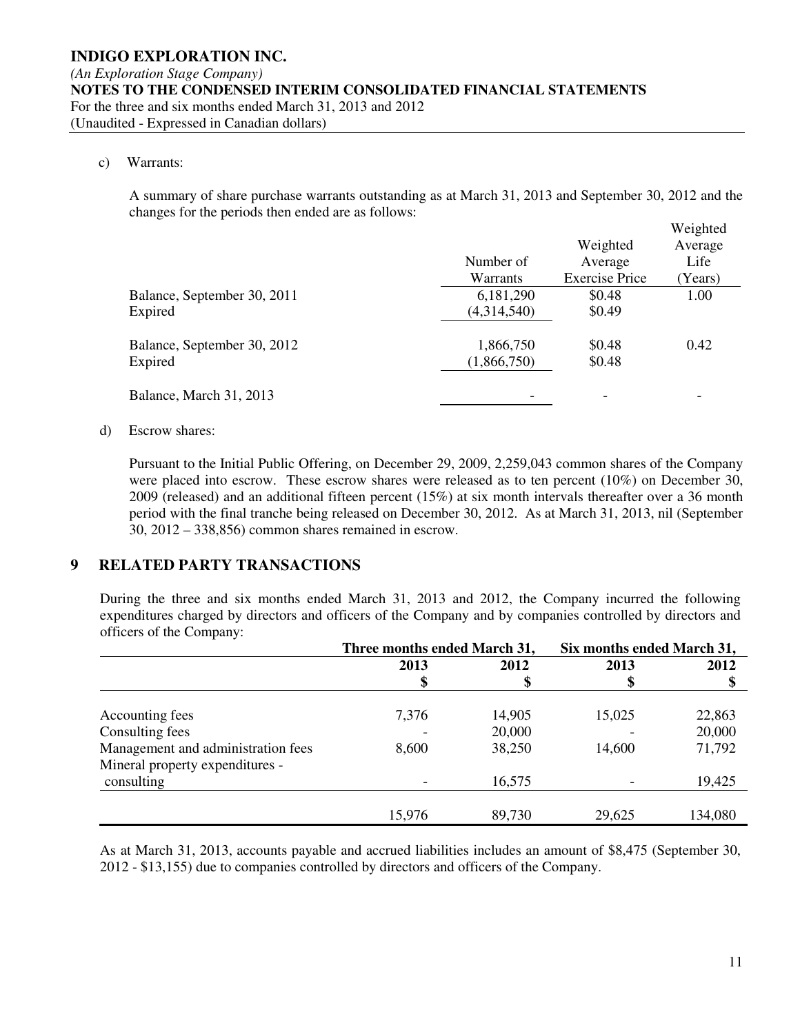c) Warrants:

A summary of share purchase warrants outstanding as at March 31, 2013 and September 30, 2012 and the changes for the periods then ended are as follows:

| | Number of Warrants | Weighted Average Exercise Price | Weighted Average Life (Years) |
|---|---|---|---|
| Balance, September 30, 2011 | 6,181,290 | $0.48 | 1.00 |
| Expired | (4,314,540) | $0.49 | |
| Balance, September 30, 2012 | 1,866,750 | $0.48 | 0.42 |
| Expired | (1,866,750) | $0.48 | |
| Balance, March 31, 2013 | - | - | - |

d) Escrow shares:

Pursuant to the Initial Public Offering, on December 29, 2009, 2,259,043 common shares of the Company were placed into escrow. These escrow shares were released as to ten percent (10%) on December 30, 2009 (released) and an additional fifteen percent (15%) at six month intervals thereafter over a 36 month period with the final tranche being released on December 30, 2012. As at March 31, 2013, nil (September 30, 2012 – 338,856) common shares remained in escrow.

## 9 RELATED PARTY TRANSACTIONS

During the three and six months ended March 31, 2013 and 2012, the Company incurred the following expenditures charged by directors and officers of the Company and by companies controlled by directors and officers of the Company:

| | Three months ended March 31, | | Six months ended March 31, | |
|---|---|---|---|---|
| | 2013 $ | 2012 $ | 2013 $ | 2012 $ |
| Accounting fees | 7,376 | 14,905 | 15,025 | 22,863 |
| Consulting fees | - | 20,000 | - | 20,000 |
| Management and administration fees | 8,600 | 38,250 | 14,600 | 71,792 |
| Mineral property expenditures - consulting | - | 16,575 | - | 19,425 |
| | 15,976 | 89,730 | 29,625 | 134,080 |

As at March 31, 2013, accounts payable and accrued liabilities includes an amount of $8,475 (September 30, 2012 - $13,155) due to companies controlled by directors and officers of the Company.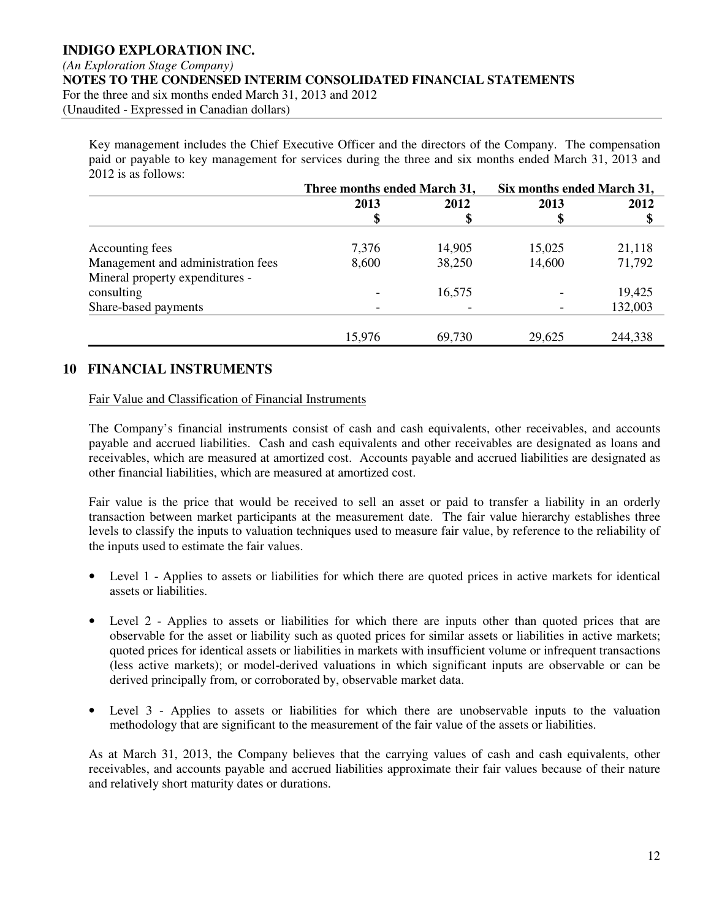Key management includes the Chief Executive Officer and the directors of the Company. The compensation paid or payable to key management for services during the three and six months ended March 31, 2013 and 2012 is as follows:

| | Three months ended March 31, | | Six months ended March 31, | |
|---|---|---|---|---|
| | 2013 | 2012 | 2013 | 2012 |
| | $ | $ | $ | $ |
| Accounting fees | 7,376 | 14,905 | 15,025 | 21,118 |
| Management and administration fees | 8,600 | 38,250 | 14,600 | 71,792 |
| Mineral property expenditures - consulting | - | 16,575 | - | 19,425 |
| Share-based payments | - | - | - | 132,003 |
| | 15,976 | 69,730 | 29,625 | 244,338 |

## 10 FINANCIAL INSTRUMENTS

Fair Value and Classification of Financial Instruments

The Company's financial instruments consist of cash and cash equivalents, other receivables, and accounts payable and accrued liabilities. Cash and cash equivalents and other receivables are designated as loans and receivables, which are measured at amortized cost. Accounts payable and accrued liabilities are designated as other financial liabilities, which are measured at amortized cost.

Fair value is the price that would be received to sell an asset or paid to transfer a liability in an orderly transaction between market participants at the measurement date. The fair value hierarchy establishes three levels to classify the inputs to valuation techniques used to measure fair value, by reference to the reliability of the inputs used to estimate the fair values.

- Level 1 - Applies to assets or liabilities for which there are quoted prices in active markets for identical assets or liabilities.
- Level 2 - Applies to assets or liabilities for which there are inputs other than quoted prices that are observable for the asset or liability such as quoted prices for similar assets or liabilities in active markets; quoted prices for identical assets or liabilities in markets with insufficient volume or infrequent transactions (less active markets); or model-derived valuations in which significant inputs are observable or can be derived principally from, or corroborated by, observable market data.
- Level 3 - Applies to assets or liabilities for which there are unobservable inputs to the valuation methodology that are significant to the measurement of the fair value of the assets or liabilities.

As at March 31, 2013, the Company believes that the carrying values of cash and cash equivalents, other receivables, and accounts payable and accrued liabilities approximate their fair values because of their nature and relatively short maturity dates or durations.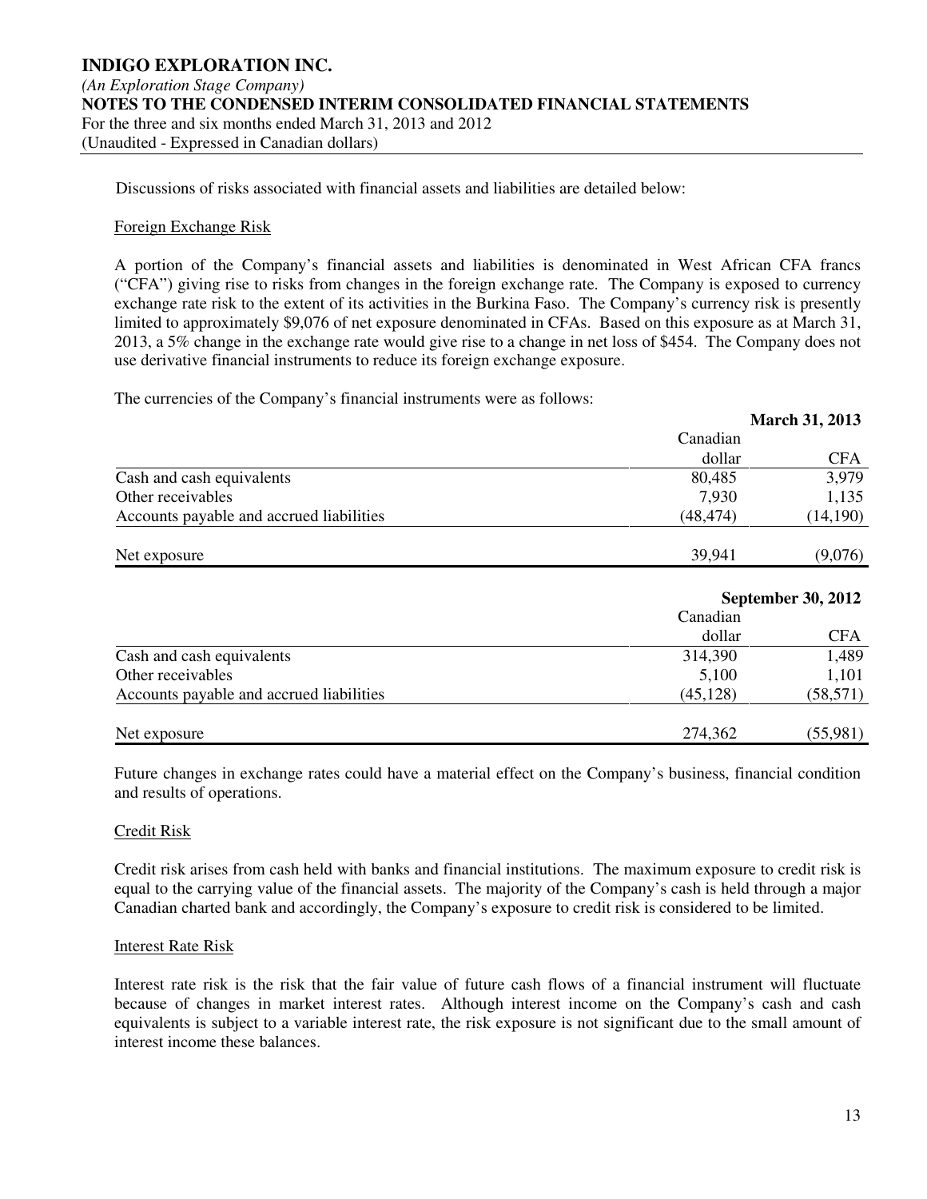Discussions of risks associated with financial assets and liabilities are detailed below:

Foreign Exchange Risk

A portion of the Company's financial assets and liabilities is denominated in West African CFA francs ("CFA") giving rise to risks from changes in the foreign exchange rate. The Company is exposed to currency exchange rate risk to the extent of its activities in the Burkina Faso. The Company's currency risk is presently limited to approximately $9,076 of net exposure denominated in CFAs. Based on this exposure as at March 31, 2013, a 5% change in the exchange rate would give rise to a change in net loss of $454. The Company does not use derivative financial instruments to reduce its foreign exchange exposure.

The currencies of the Company's financial instruments were as follows:

| | **March 31, 2013** | |
|---|---|---|
| | Canadian dollar | CFA |
| Cash and cash equivalents | 80,485 | 3,979 |
| Other receivables | 7,930 | 1,135 |
| Accounts payable and accrued liabilities | (48,474) | (14,190) |
| Net exposure | 39,941 | (9,076) |

| | **September 30, 2012** | |
|---|---|---|
| | Canadian dollar | CFA |
| Cash and cash equivalents | 314,390 | 1,489 |
| Other receivables | 5,100 | 1,101 |
| Accounts payable and accrued liabilities | (45,128) | (58,571) |
| Net exposure | 274,362 | (55,981) |

Future changes in exchange rates could have a material effect on the Company's business, financial condition and results of operations.

Credit Risk

Credit risk arises from cash held with banks and financial institutions. The maximum exposure to credit risk is equal to the carrying value of the financial assets. The majority of the Company's cash is held through a major Canadian charted bank and accordingly, the Company's exposure to credit risk is considered to be limited.

Interest Rate Risk

Interest rate risk is the risk that the fair value of future cash flows of a financial instrument will fluctuate because of changes in market interest rates. Although interest income on the Company's cash and cash equivalents is subject to a variable interest rate, the risk exposure is not significant due to the small amount of interest income these balances.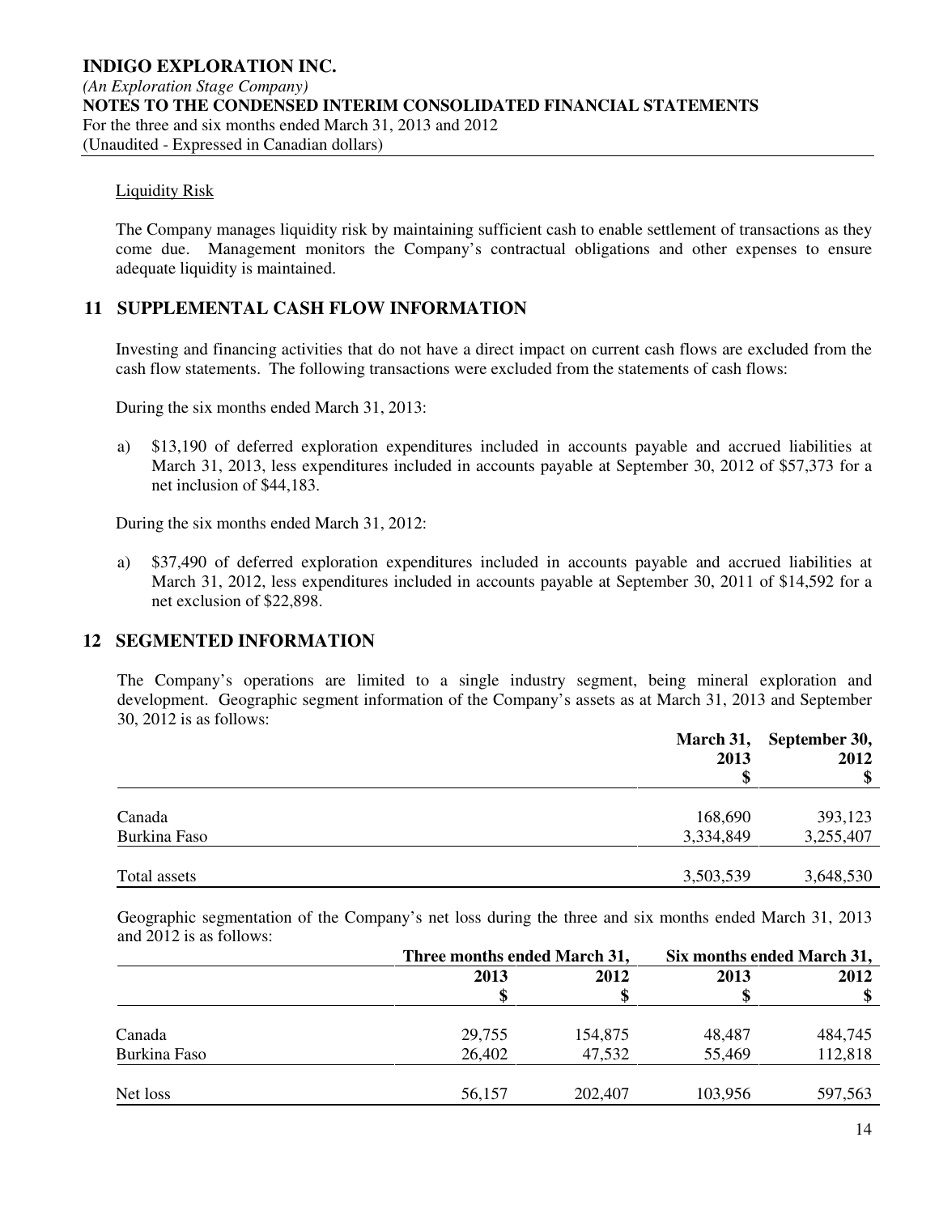Liquidity Risk

The Company manages liquidity risk by maintaining sufficient cash to enable settlement of transactions as they come due. Management monitors the Company's contractual obligations and other expenses to ensure adequate liquidity is maintained.

## 11 SUPPLEMENTAL CASH FLOW INFORMATION

Investing and financing activities that do not have a direct impact on current cash flows are excluded from the cash flow statements. The following transactions were excluded from the statements of cash flows:

During the six months ended March 31, 2013:

a) $13,190 of deferred exploration expenditures included in accounts payable and accrued liabilities at March 31, 2013, less expenditures included in accounts payable at September 30, 2012 of $57,373 for a net inclusion of $44,183.

During the six months ended March 31, 2012:

a) $37,490 of deferred exploration expenditures included in accounts payable and accrued liabilities at March 31, 2012, less expenditures included in accounts payable at September 30, 2011 of $14,592 for a net exclusion of $22,898.

## 12 SEGMENTED INFORMATION

The Company's operations are limited to a single industry segment, being mineral exploration and development. Geographic segment information of the Company's assets as at March 31, 2013 and September 30, 2012 is as follows:

| | March 31, 2013 $ | September 30, 2012 $ |
|---|---|---|
| Canada | 168,690 | 393,123 |
| Burkina Faso | 3,334,849 | 3,255,407 |
| Total assets | 3,503,539 | 3,648,530 |

Geographic segmentation of the Company's net loss during the three and six months ended March 31, 2013 and 2012 is as follows:

| | Three months ended March 31, | | Six months ended March 31, | |
|---|---|---|---|---|
| | 2013 $ | 2012 $ | 2013 $ | 2012 $ |
| Canada | 29,755 | 154,875 | 48,487 | 484,745 |
| Burkina Faso | 26,402 | 47,532 | 55,469 | 112,818 |
| Net loss | 56,157 | 202,407 | 103,956 | 597,563 |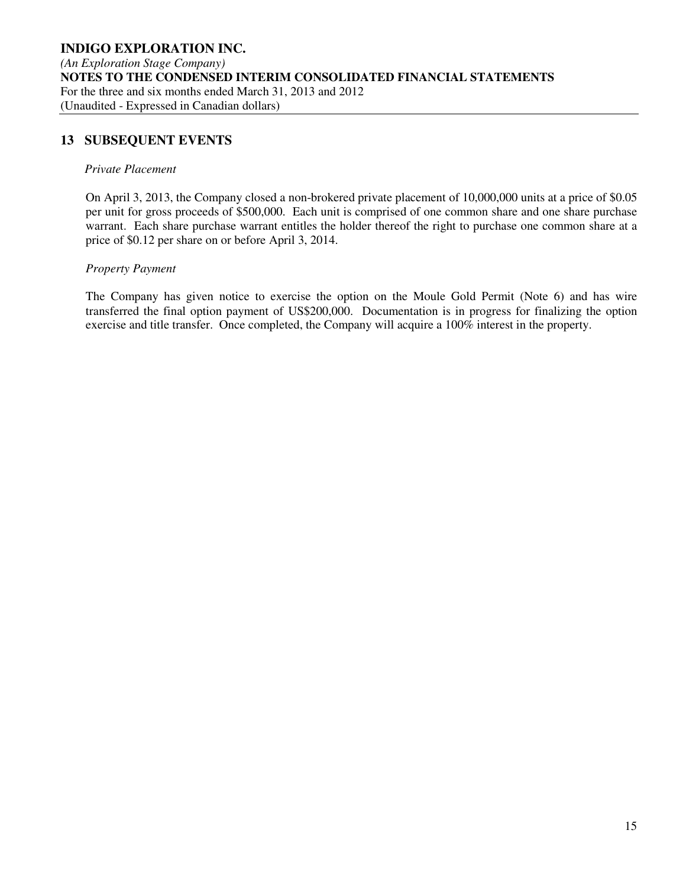## 13 SUBSEQUENT EVENTS

*Private Placement*

On April 3, 2013, the Company closed a non-brokered private placement of 10,000,000 units at a price of $0.05 per unit for gross proceeds of $500,000. Each unit is comprised of one common share and one share purchase warrant. Each share purchase warrant entitles the holder thereof the right to purchase one common share at a price of $0.12 per share on or before April 3, 2014.

*Property Payment*

The Company has given notice to exercise the option on the Moule Gold Permit (Note 6) and has wire transferred the final option payment of US$200,000. Documentation is in progress for finalizing the option exercise and title transfer. Once completed, the Company will acquire a 100% interest in the property.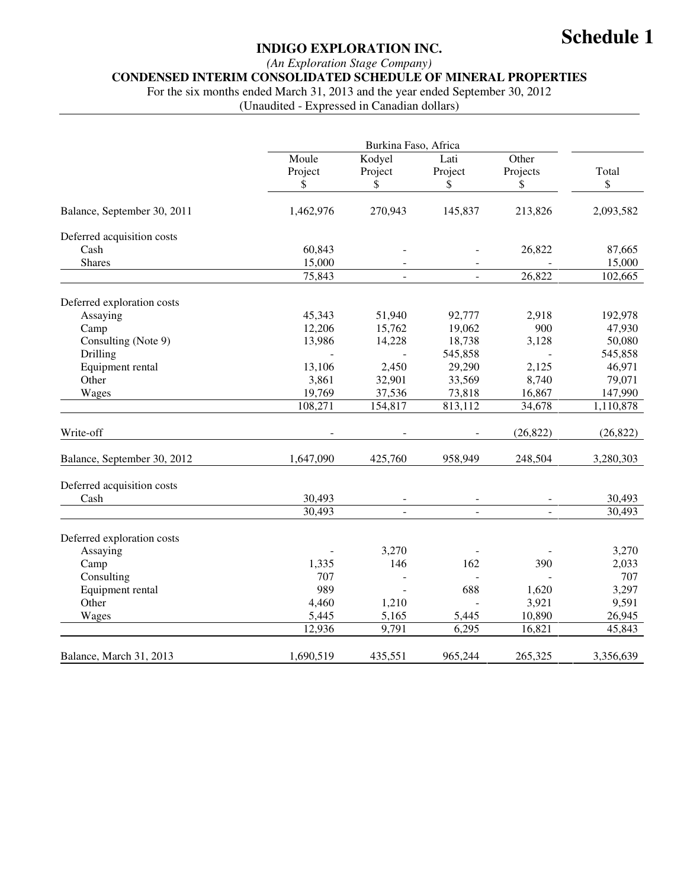**Schedule 1**

# INDIGO EXPLORATION INC.

*(An Exploration Stage Company)*

## CONDENSED INTERIM CONSOLIDATED SCHEDULE OF MINERAL PROPERTIES

For the six months ended March 31, 2013 and the year ended September 30, 2012

(Unaudited - Expressed in Canadian dollars)

| | Burkina Faso, Africa | | | | |
|---|---|---|---|---|---|
| | Moule Project $ | Kodyel Project $ | Lati Project $ | Other Projects $ | Total $ |
| Balance, September 30, 2011 | 1,462,976 | 270,943 | 145,837 | 213,826 | 2,093,582 |
| Deferred acquisition costs | | | | | |
| Cash | 60,843 | - | - | 26,822 | 87,665 |
| Shares | 15,000 | - | - | - | 15,000 |
| | 75,843 | - | - | 26,822 | 102,665 |
| Deferred exploration costs | | | | | |
| Assaying | 45,343 | 51,940 | 92,777 | 2,918 | 192,978 |
| Camp | 12,206 | 15,762 | 19,062 | 900 | 47,930 |
| Consulting (Note 9) | 13,986 | 14,228 | 18,738 | 3,128 | 50,080 |
| Drilling | - | - | 545,858 | - | 545,858 |
| Equipment rental | 13,106 | 2,450 | 29,290 | 2,125 | 46,971 |
| Other | 3,861 | 32,901 | 33,569 | 8,740 | 79,071 |
| Wages | 19,769 | 37,536 | 73,818 | 16,867 | 147,990 |
| | 108,271 | 154,817 | 813,112 | 34,678 | 1,110,878 |
| Write-off | - | - | - | (26,822) | (26,822) |
| Balance, September 30, 2012 | 1,647,090 | 425,760 | 958,949 | 248,504 | 3,280,303 |
| Deferred acquisition costs | | | | | |
| Cash | 30,493 | - | - | - | 30,493 |
| | 30,493 | - | - | - | 30,493 |
| Deferred exploration costs | | | | | |
| Assaying | - | 3,270 | - | - | 3,270 |
| Camp | 1,335 | 146 | 162 | 390 | 2,033 |
| Consulting | 707 | - | - | - | 707 |
| Equipment rental | 989 | - | 688 | 1,620 | 3,297 |
| Other | 4,460 | 1,210 | - | 3,921 | 9,591 |
| Wages | 5,445 | 5,165 | 5,445 | 10,890 | 26,945 |
| | 12,936 | 9,791 | 6,295 | 16,821 | 45,843 |
| Balance, March 31, 2013 | 1,690,519 | 435,551 | 965,244 | 265,325 | 3,356,639 |